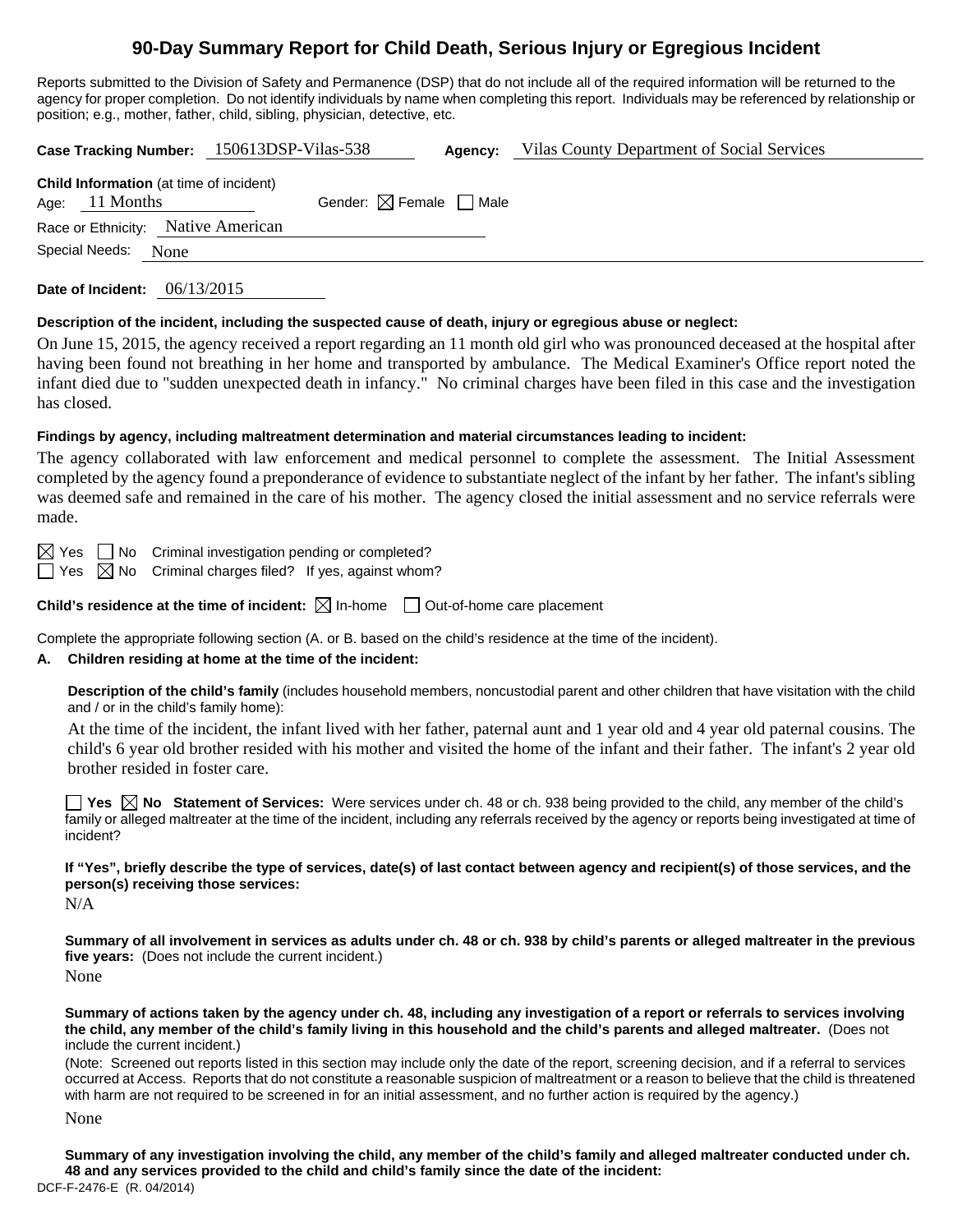# 90-Day Summary Report for Child Death, Serious Injury or Egregious Incident

Reports submitted to the Division of Safety and Permanence (DSP) that do not include all of the required information will be returned to the agency for proper completion. Do not identify individuals by name when completing this report. Individuals may be referenced by relationship or position; e.g., mother, father, child, sibling, physician, detective, etc.

**Case Tracking Number:** 150613DSP-Vilas-538 **Agency:** Vilas County Department of Social Services

**Child Information** (at time of incident)
Age: 11 Months Gender: ☒ Female ☐ Male
Race or Ethnicity: Native American
Special Needs: None

**Date of Incident:** 06/13/2015

**Description of the incident, including the suspected cause of death, injury or egregious abuse or neglect:**

On June 15, 2015, the agency received a report regarding an 11 month old girl who was pronounced deceased at the hospital after having been found not breathing in her home and transported by ambulance. The Medical Examiner's Office report noted the infant died due to "sudden unexpected death in infancy." No criminal charges have been filed in this case and the investigation has closed.

**Findings by agency, including maltreatment determination and material circumstances leading to incident:**

The agency collaborated with law enforcement and medical personnel to complete the assessment. The Initial Assessment completed by the agency found a preponderance of evidence to substantiate neglect of the infant by her father. The infant's sibling was deemed safe and remained in the care of his mother. The agency closed the initial assessment and no service referrals were made.

☒ Yes ☐ No Criminal investigation pending or completed?
☐ Yes ☒ No Criminal charges filed? If yes, against whom?

**Child's residence at the time of incident:** ☒ In-home ☐ Out-of-home care placement

Complete the appropriate following section (A. or B. based on the child's residence at the time of the incident).

**A. Children residing at home at the time of the incident:**

**Description of the child's family** (includes household members, noncustodial parent and other children that have visitation with the child and / or in the child's family home):

At the time of the incident, the infant lived with her father, paternal aunt and 1 year old and 4 year old paternal cousins. The child's 6 year old brother resided with his mother and visited the home of the infant and their father. The infant's 2 year old brother resided in foster care.

☐ **Yes** ☒ **No Statement of Services:** Were services under ch. 48 or ch. 938 being provided to the child, any member of the child's family or alleged maltreater at the time of the incident, including any referrals received by the agency or reports being investigated at time of incident?

**If "Yes", briefly describe the type of services, date(s) of last contact between agency and recipient(s) of those services, and the person(s) receiving those services:**

N/A

**Summary of all involvement in services as adults under ch. 48 or ch. 938 by child's parents or alleged maltreater in the previous five years:** (Does not include the current incident.)

None

**Summary of actions taken by the agency under ch. 48, including any investigation of a report or referrals to services involving the child, any member of the child's family living in this household and the child's parents and alleged maltreater.** (Does not include the current incident.)

(Note: Screened out reports listed in this section may include only the date of the report, screening decision, and if a referral to services occurred at Access. Reports that do not constitute a reasonable suspicion of maltreatment or a reason to believe that the child is threatened with harm are not required to be screened in for an initial assessment, and no further action is required by the agency.)

None

**Summary of any investigation involving the child, any member of the child's family and alleged maltreater conducted under ch. 48 and any services provided to the child and child's family since the date of the incident:**

DCF-F-2476-E (R. 04/2014)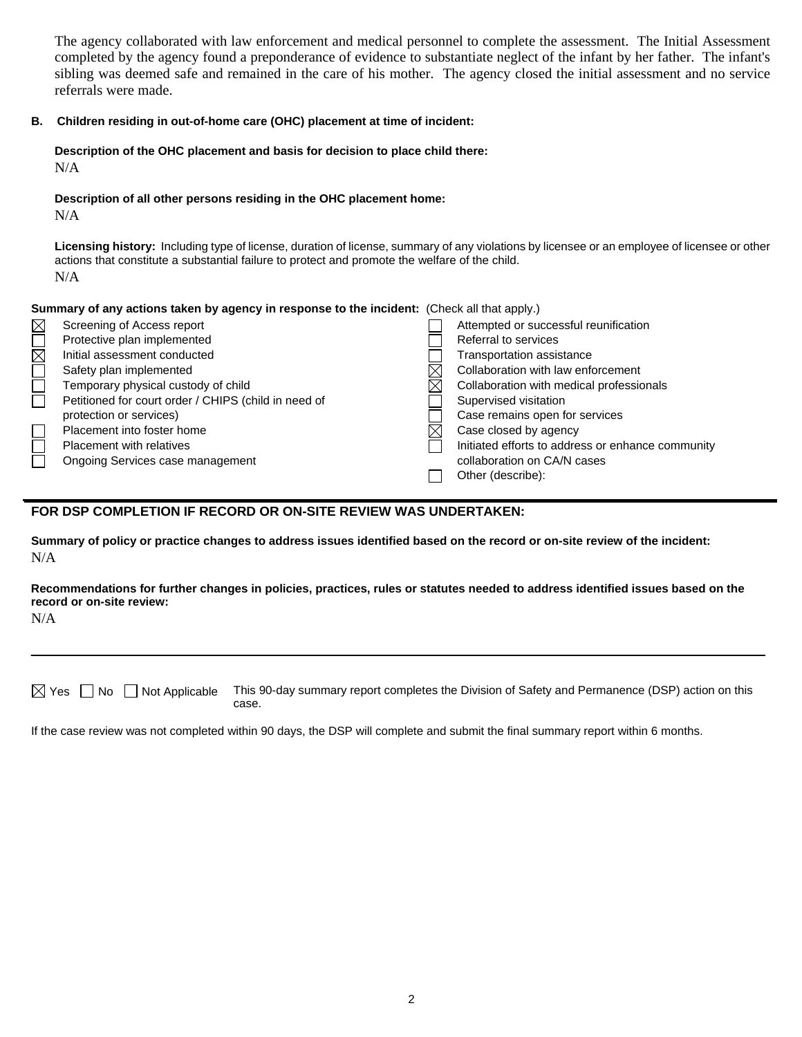The agency collaborated with law enforcement and medical personnel to complete the assessment. The Initial Assessment completed by the agency found a preponderance of evidence to substantiate neglect of the infant by her father. The infant's sibling was deemed safe and remained in the care of his mother. The agency closed the initial assessment and no service referrals were made.

**B. Children residing in out-of-home care (OHC) placement at time of incident:**

**Description of the OHC placement and basis for decision to place child there:**
N/A

**Description of all other persons residing in the OHC placement home:**
N/A

**Licensing history:** Including type of license, duration of license, summary of any violations by licensee or an employee of licensee or other actions that constitute a substantial failure to protect and promote the welfare of the child.
N/A

**Summary of any actions taken by agency in response to the incident:** (Check all that apply.)

- ☒ Screening of Access report
- ☐ Protective plan implemented
- ☒ Initial assessment conducted
- ☐ Safety plan implemented
- ☐ Temporary physical custody of child
- ☐ Petitioned for court order / CHIPS (child in need of protection or services)
- ☐ Placement into foster home
- ☐ Placement with relatives
- ☐ Ongoing Services case management
- ☐ Attempted or successful reunification
- ☐ Referral to services
- ☐ Transportation assistance
- ☒ Collaboration with law enforcement
- ☒ Collaboration with medical professionals
- ☐ Supervised visitation
- ☐ Case remains open for services
- ☒ Case closed by agency
- ☐ Initiated efforts to address or enhance community collaboration on CA/N cases
- ☐ Other (describe):

---

**FOR DSP COMPLETION IF RECORD OR ON-SITE REVIEW WAS UNDERTAKEN:**

**Summary of policy or practice changes to address issues identified based on the record or on-site review of the incident:**
N/A

**Recommendations for further changes in policies, practices, rules or statutes needed to address identified issues based on the record or on-site review:**
N/A

---

☒ Yes ☐ No ☐ Not Applicable This 90-day summary report completes the Division of Safety and Permanence (DSP) action on this case.

If the case review was not completed within 90 days, the DSP will complete and submit the final summary report within 6 months.